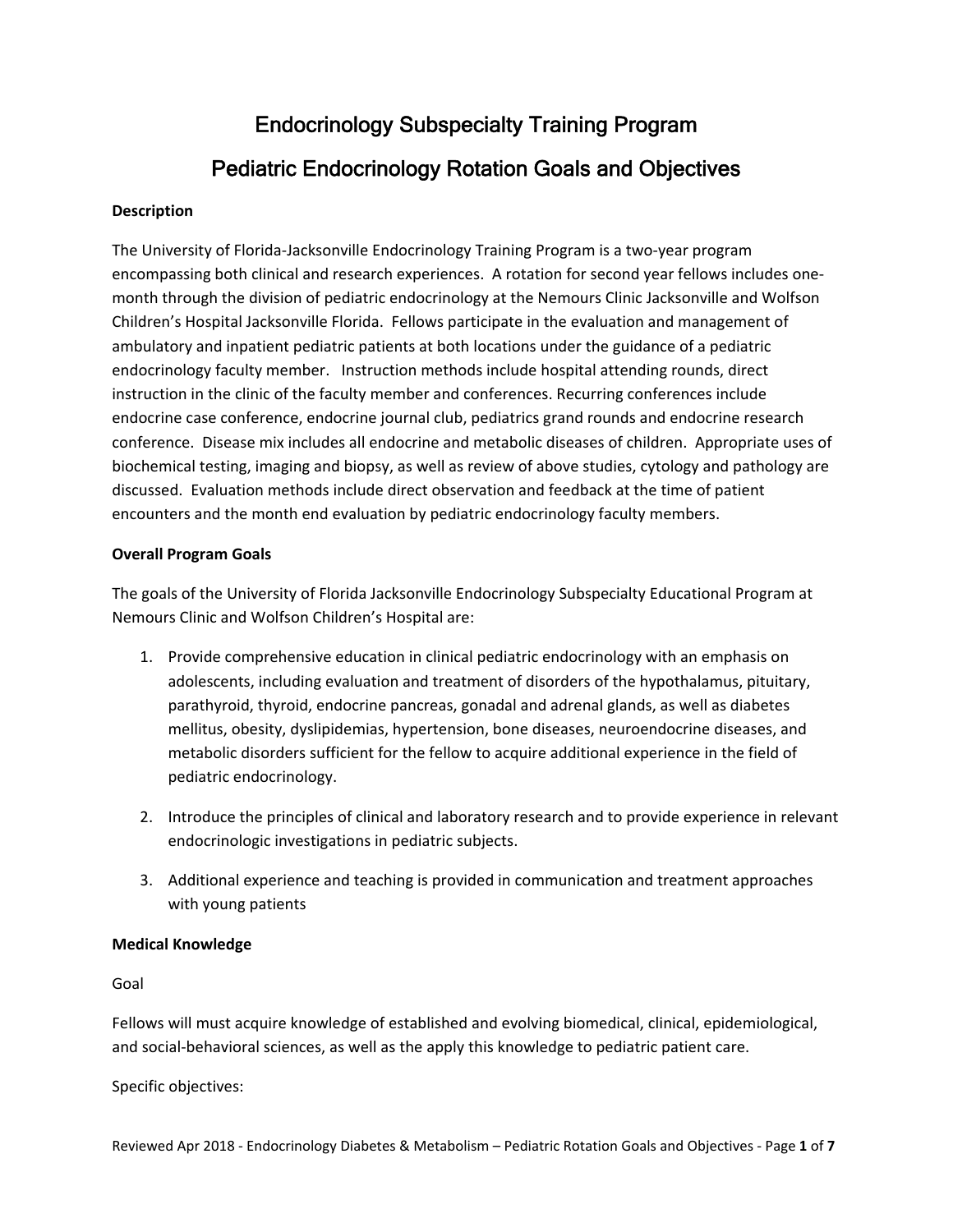# Endocrinology Subspecialty Training Program

## Pediatric Endocrinology Rotation Goals and Objectives

**Description**

The University of Florida-Jacksonville Endocrinology Training Program is a two-year program encompassing both clinical and research experiences. A rotation for second year fellows includes one-month through the division of pediatric endocrinology at the Nemours Clinic Jacksonville and Wolfson Children's Hospital Jacksonville Florida. Fellows participate in the evaluation and management of ambulatory and inpatient pediatric patients at both locations under the guidance of a pediatric endocrinology faculty member. Instruction methods include hospital attending rounds, direct instruction in the clinic of the faculty member and conferences. Recurring conferences include endocrine case conference, endocrine journal club, pediatrics grand rounds and endocrine research conference. Disease mix includes all endocrine and metabolic diseases of children. Appropriate uses of biochemical testing, imaging and biopsy, as well as review of above studies, cytology and pathology are discussed. Evaluation methods include direct observation and feedback at the time of patient encounters and the month end evaluation by pediatric endocrinology faculty members.

**Overall Program Goals**

The goals of the University of Florida Jacksonville Endocrinology Subspecialty Educational Program at Nemours Clinic and Wolfson Children's Hospital are:

1. Provide comprehensive education in clinical pediatric endocrinology with an emphasis on adolescents, including evaluation and treatment of disorders of the hypothalamus, pituitary, parathyroid, thyroid, endocrine pancreas, gonadal and adrenal glands, as well as diabetes mellitus, obesity, dyslipidemias, hypertension, bone diseases, neuroendocrine diseases, and metabolic disorders sufficient for the fellow to acquire additional experience in the field of pediatric endocrinology.
2. Introduce the principles of clinical and laboratory research and to provide experience in relevant endocrinologic investigations in pediatric subjects.
3. Additional experience and teaching is provided in communication and treatment approaches with young patients

**Medical Knowledge**

Goal

Fellows will must acquire knowledge of established and evolving biomedical, clinical, epidemiological, and social-behavioral sciences, as well as the apply this knowledge to pediatric patient care.

Specific objectives: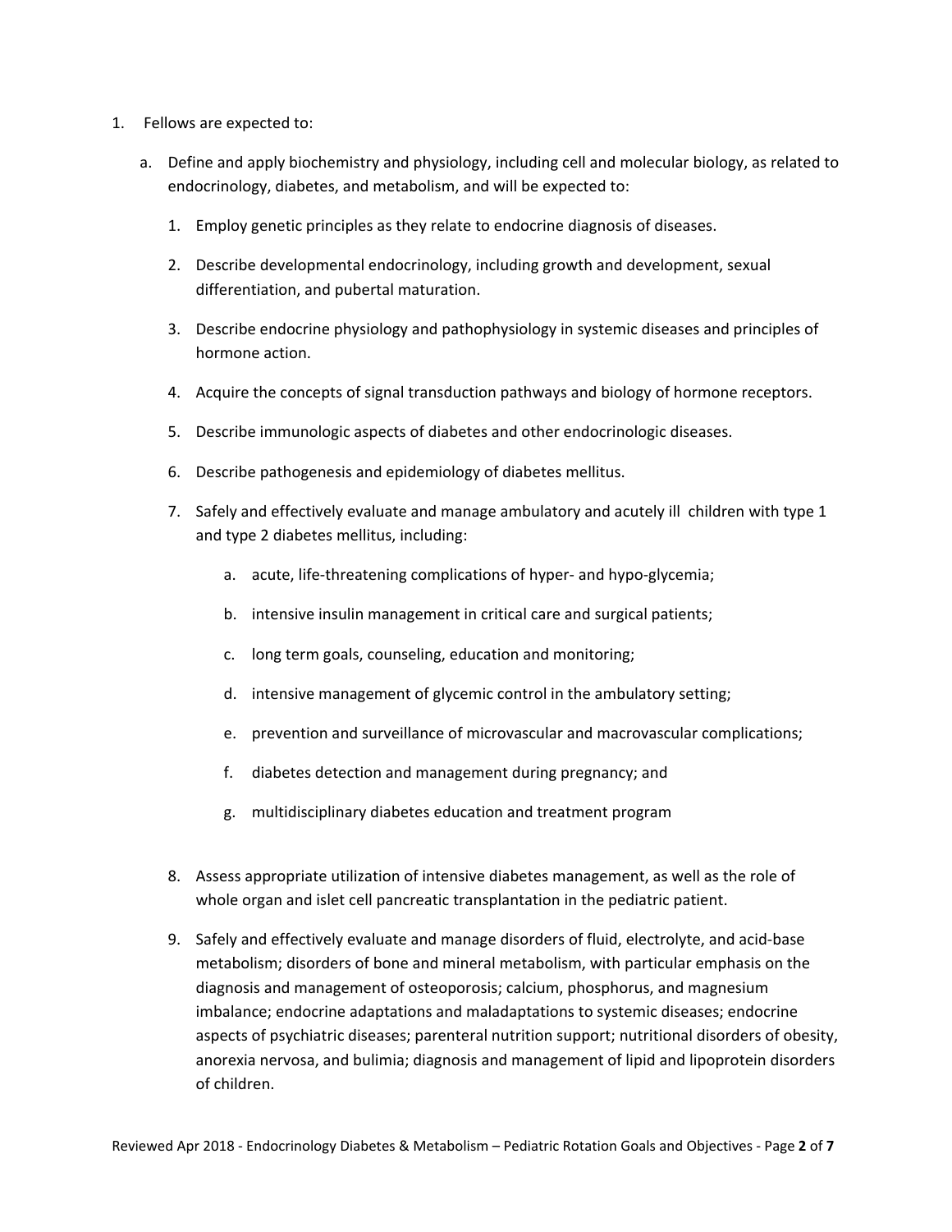1. Fellows are expected to:

    a. Define and apply biochemistry and physiology, including cell and molecular biology, as related to endocrinology, diabetes, and metabolism, and will be expected to:

        1. Employ genetic principles as they relate to endocrine diagnosis of diseases.

        2. Describe developmental endocrinology, including growth and development, sexual differentiation, and pubertal maturation.

        3. Describe endocrine physiology and pathophysiology in systemic diseases and principles of hormone action.

        4. Acquire the concepts of signal transduction pathways and biology of hormone receptors.

        5. Describe immunologic aspects of diabetes and other endocrinologic diseases.

        6. Describe pathogenesis and epidemiology of diabetes mellitus.

        7. Safely and effectively evaluate and manage ambulatory and acutely ill children with type 1 and type 2 diabetes mellitus, including:

            a. acute, life-threatening complications of hyper- and hypo-glycemia;

            b. intensive insulin management in critical care and surgical patients;

            c. long term goals, counseling, education and monitoring;

            d. intensive management of glycemic control in the ambulatory setting;

            e. prevention and surveillance of microvascular and macrovascular complications;

            f. diabetes detection and management during pregnancy; and

            g. multidisciplinary diabetes education and treatment program

        8. Assess appropriate utilization of intensive diabetes management, as well as the role of whole organ and islet cell pancreatic transplantation in the pediatric patient.

        9. Safely and effectively evaluate and manage disorders of fluid, electrolyte, and acid-base metabolism; disorders of bone and mineral metabolism, with particular emphasis on the diagnosis and management of osteoporosis; calcium, phosphorus, and magnesium imbalance; endocrine adaptations and maladaptations to systemic diseases; endocrine aspects of psychiatric diseases; parenteral nutrition support; nutritional disorders of obesity, anorexia nervosa, and bulimia; diagnosis and management of lipid and lipoprotein disorders of children.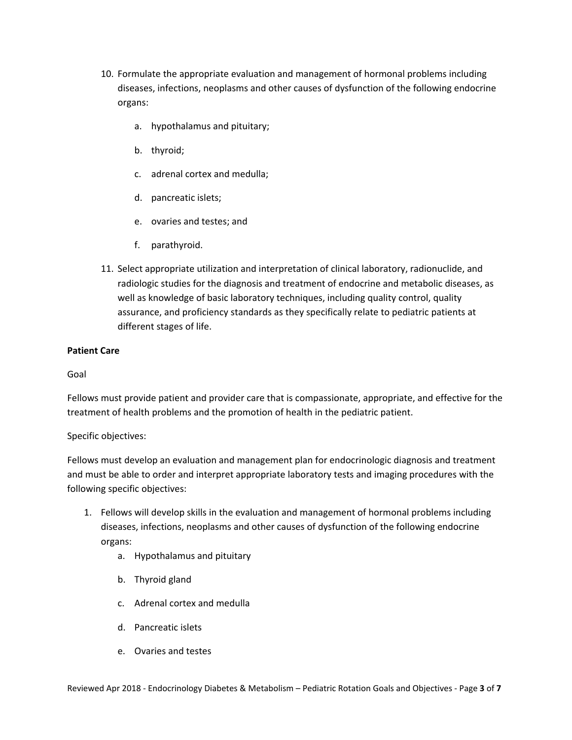10. Formulate the appropriate evaluation and management of hormonal problems including diseases, infections, neoplasms and other causes of dysfunction of the following endocrine organs:

    a. hypothalamus and pituitary;

    b. thyroid;

    c. adrenal cortex and medulla;

    d. pancreatic islets;

    e. ovaries and testes; and

    f. parathyroid.

11. Select appropriate utilization and interpretation of clinical laboratory, radionuclide, and radiologic studies for the diagnosis and treatment of endocrine and metabolic diseases, as well as knowledge of basic laboratory techniques, including quality control, quality assurance, and proficiency standards as they specifically relate to pediatric patients at different stages of life.

**Patient Care**

Goal

Fellows must provide patient and provider care that is compassionate, appropriate, and effective for the treatment of health problems and the promotion of health in the pediatric patient.

Specific objectives:

Fellows must develop an evaluation and management plan for endocrinologic diagnosis and treatment and must be able to order and interpret appropriate laboratory tests and imaging procedures with the following specific objectives:

1. Fellows will develop skills in the evaluation and management of hormonal problems including diseases, infections, neoplasms and other causes of dysfunction of the following endocrine organs:
    a. Hypothalamus and pituitary

    b. Thyroid gland

    c. Adrenal cortex and medulla

    d. Pancreatic islets

    e. Ovaries and testes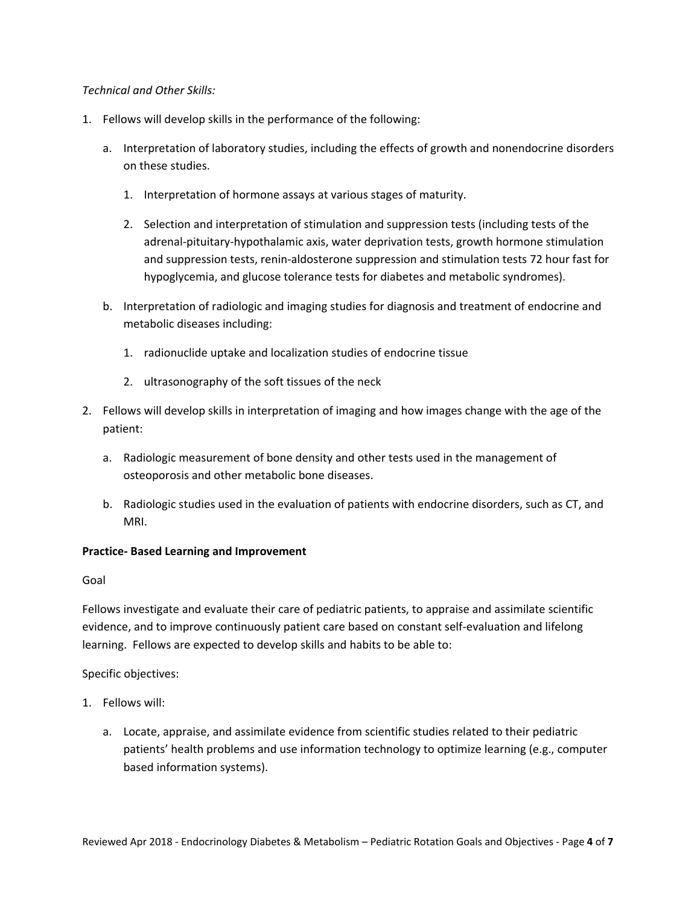*Technical and Other Skills:*

1. Fellows will develop skills in the performance of the following:

   a. Interpretation of laboratory studies, including the effects of growth and nonendocrine disorders on these studies.

      1. Interpretation of hormone assays at various stages of maturity.

      2. Selection and interpretation of stimulation and suppression tests (including tests of the adrenal-pituitary-hypothalamic axis, water deprivation tests, growth hormone stimulation and suppression tests, renin-aldosterone suppression and stimulation tests 72 hour fast for hypoglycemia, and glucose tolerance tests for diabetes and metabolic syndromes).

   b. Interpretation of radiologic and imaging studies for diagnosis and treatment of endocrine and metabolic diseases including:

      1. radionuclide uptake and localization studies of endocrine tissue

      2. ultrasonography of the soft tissues of the neck

2. Fellows will develop skills in interpretation of imaging and how images change with the age of the patient:

   a. Radiologic measurement of bone density and other tests used in the management of osteoporosis and other metabolic bone diseases.

   b. Radiologic studies used in the evaluation of patients with endocrine disorders, such as CT, and MRI.

**Practice- Based Learning and Improvement**

Goal

Fellows investigate and evaluate their care of pediatric patients, to appraise and assimilate scientific evidence, and to improve continuously patient care based on constant self-evaluation and lifelong learning. Fellows are expected to develop skills and habits to be able to:

Specific objectives:

1. Fellows will:

   a. Locate, appraise, and assimilate evidence from scientific studies related to their pediatric patients' health problems and use information technology to optimize learning (e.g., computer based information systems).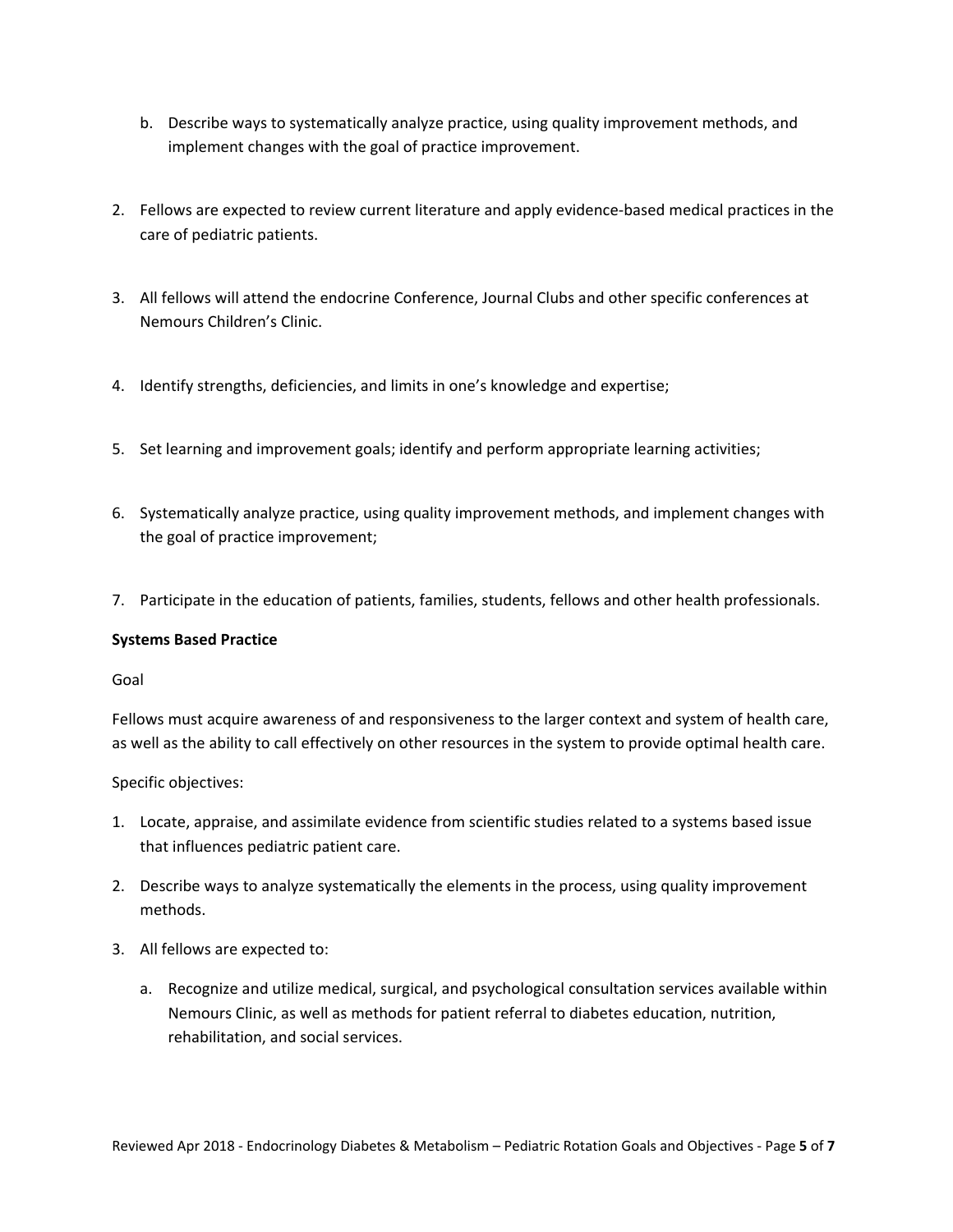b. Describe ways to systematically analyze practice, using quality improvement methods, and implement changes with the goal of practice improvement.

2. Fellows are expected to review current literature and apply evidence-based medical practices in the care of pediatric patients.

3. All fellows will attend the endocrine Conference, Journal Clubs and other specific conferences at Nemours Children's Clinic.

4. Identify strengths, deficiencies, and limits in one's knowledge and expertise;

5. Set learning and improvement goals; identify and perform appropriate learning activities;

6. Systematically analyze practice, using quality improvement methods, and implement changes with the goal of practice improvement;

7. Participate in the education of patients, families, students, fellows and other health professionals.

**Systems Based Practice**

Goal

Fellows must acquire awareness of and responsiveness to the larger context and system of health care, as well as the ability to call effectively on other resources in the system to provide optimal health care.

Specific objectives:

1. Locate, appraise, and assimilate evidence from scientific studies related to a systems based issue that influences pediatric patient care.

2. Describe ways to analyze systematically the elements in the process, using quality improvement methods.

3. All fellows are expected to:

   a. Recognize and utilize medical, surgical, and psychological consultation services available within Nemours Clinic, as well as methods for patient referral to diabetes education, nutrition, rehabilitation, and social services.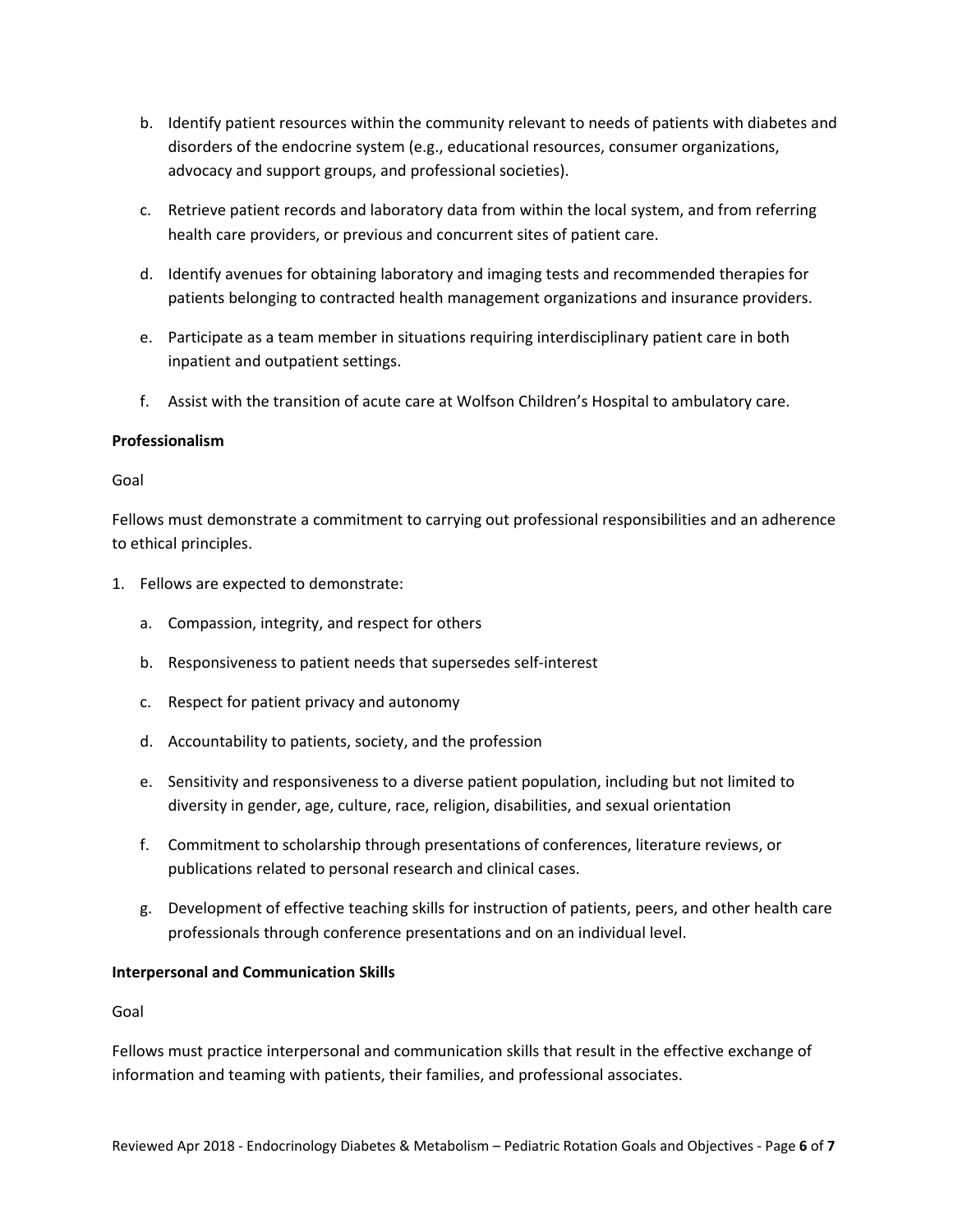b. Identify patient resources within the community relevant to needs of patients with diabetes and disorders of the endocrine system (e.g., educational resources, consumer organizations, advocacy and support groups, and professional societies).

c. Retrieve patient records and laboratory data from within the local system, and from referring health care providers, or previous and concurrent sites of patient care.

d. Identify avenues for obtaining laboratory and imaging tests and recommended therapies for patients belonging to contracted health management organizations and insurance providers.

e. Participate as a team member in situations requiring interdisciplinary patient care in both inpatient and outpatient settings.

f. Assist with the transition of acute care at Wolfson Children's Hospital to ambulatory care.

**Professionalism**

Goal

Fellows must demonstrate a commitment to carrying out professional responsibilities and an adherence to ethical principles.

1. Fellows are expected to demonstrate:

    a. Compassion, integrity, and respect for others

    b. Responsiveness to patient needs that supersedes self-interest

    c. Respect for patient privacy and autonomy

    d. Accountability to patients, society, and the profession

    e. Sensitivity and responsiveness to a diverse patient population, including but not limited to diversity in gender, age, culture, race, religion, disabilities, and sexual orientation

    f. Commitment to scholarship through presentations of conferences, literature reviews, or publications related to personal research and clinical cases.

    g. Development of effective teaching skills for instruction of patients, peers, and other health care professionals through conference presentations and on an individual level.

**Interpersonal and Communication Skills**

Goal

Fellows must practice interpersonal and communication skills that result in the effective exchange of information and teaming with patients, their families, and professional associates.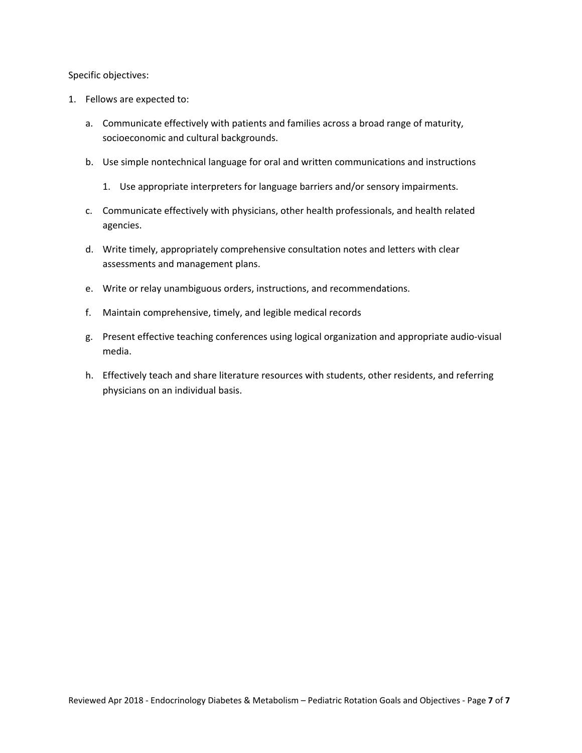Specific objectives:

1. Fellows are expected to:
    a. Communicate effectively with patients and families across a broad range of maturity, socioeconomic and cultural backgrounds.
    b. Use simple nontechnical language for oral and written communications and instructions
        1. Use appropriate interpreters for language barriers and/or sensory impairments.
    c. Communicate effectively with physicians, other health professionals, and health related agencies.
    d. Write timely, appropriately comprehensive consultation notes and letters with clear assessments and management plans.
    e. Write or relay unambiguous orders, instructions, and recommendations.
    f. Maintain comprehensive, timely, and legible medical records
    g. Present effective teaching conferences using logical organization and appropriate audio-visual media.
    h. Effectively teach and share literature resources with students, other residents, and referring physicians on an individual basis.